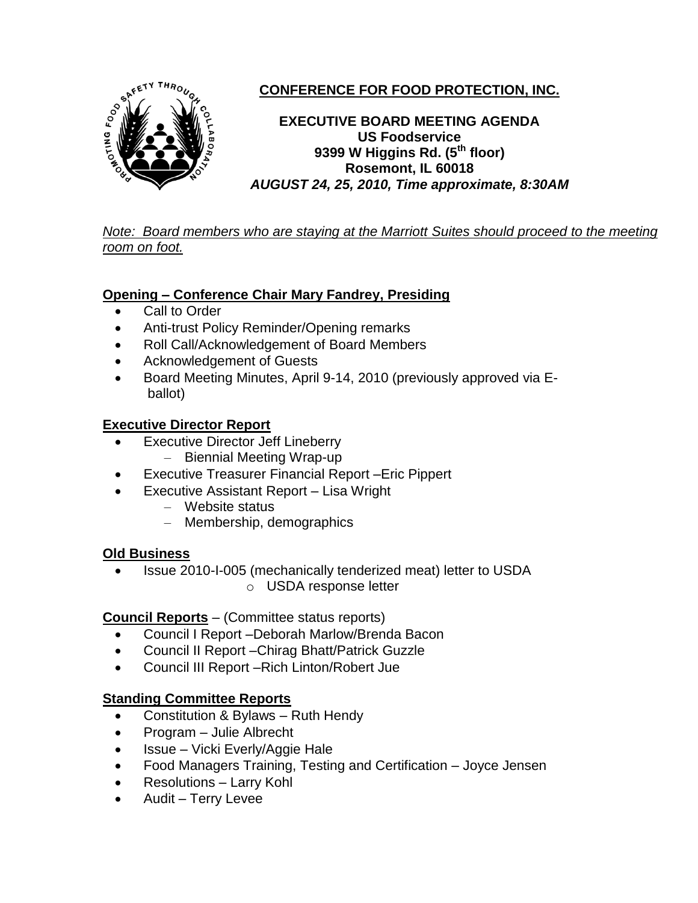# CONFERENCE FOR FOOD PROTECTION, INC.

**EXECUTIVE BOARD MEETING AGENDA**
**US Foodservice**
**9399 W Higgins Rd. (5th floor)**
**Rosemont, IL 60018**
***AUGUST 24, 25, 2010, Time approximate, 8:30AM***

*Note: Board members who are staying at the Marriott Suites should proceed to the meeting room on foot.*

## Opening – Conference Chair Mary Fandrey, Presiding

- Call to Order
- Anti-trust Policy Reminder/Opening remarks
- Roll Call/Acknowledgement of Board Members
- Acknowledgement of Guests
- Board Meeting Minutes, April 9-14, 2010 (previously approved via E-ballot)

## Executive Director Report

- Executive Director Jeff Lineberry
  - Biennial Meeting Wrap-up
- Executive Treasurer Financial Report –Eric Pippert
- Executive Assistant Report – Lisa Wright
  - Website status
  - Membership, demographics

## Old Business

- Issue 2010-I-005 (mechanically tenderized meat) letter to USDA
  - USDA response letter

## Council Reports – (Committee status reports)

- Council I Report –Deborah Marlow/Brenda Bacon
- Council II Report –Chirag Bhatt/Patrick Guzzle
- Council III Report –Rich Linton/Robert Jue

## Standing Committee Reports

- Constitution & Bylaws – Ruth Hendy
- Program – Julie Albrecht
- Issue – Vicki Everly/Aggie Hale
- Food Managers Training, Testing and Certification – Joyce Jensen
- Resolutions – Larry Kohl
- Audit – Terry Levee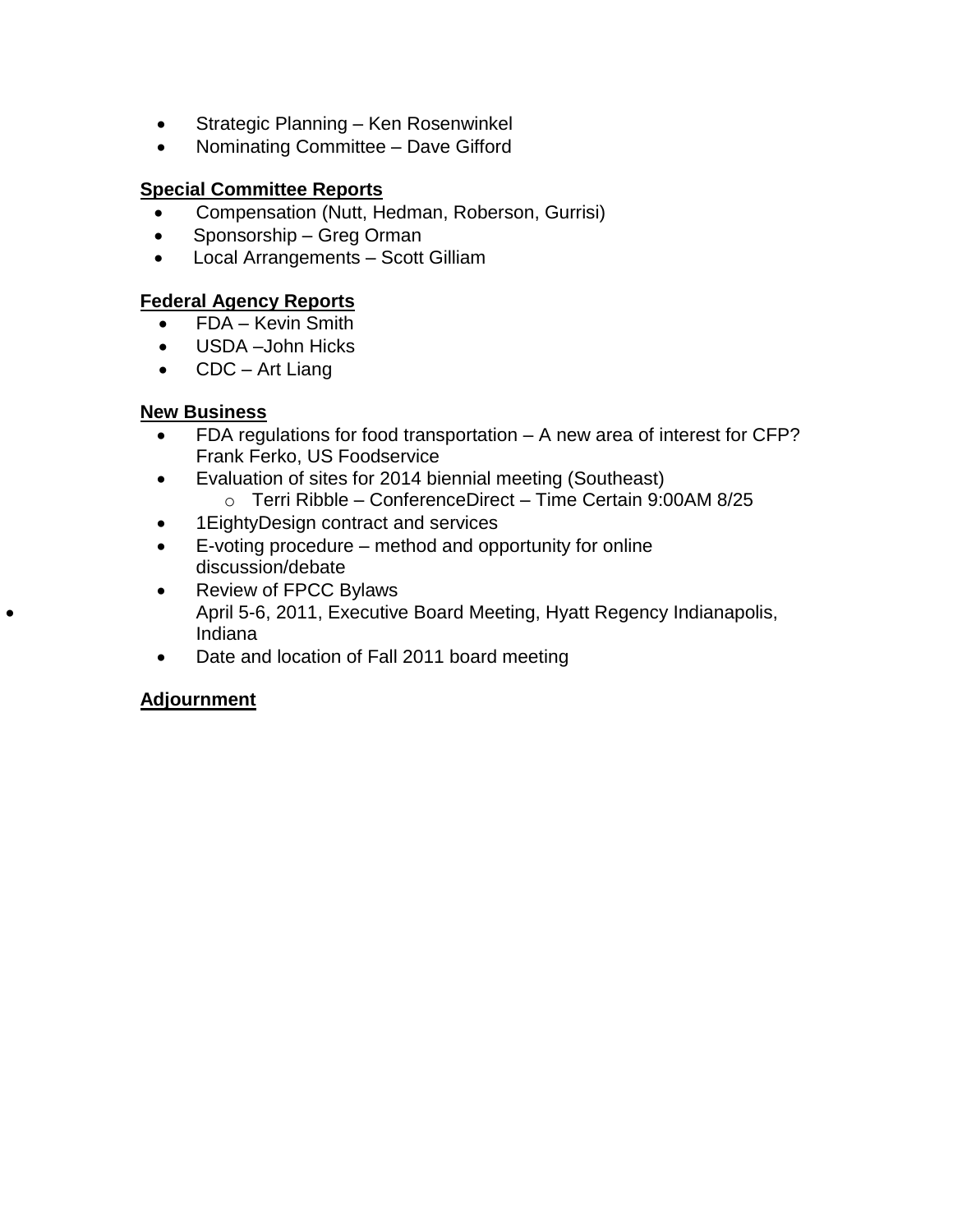- Strategic Planning – Ken Rosenwinkel
- Nominating Committee – Dave Gifford

**Special Committee Reports**

- Compensation (Nutt, Hedman, Roberson, Gurrisi)
- Sponsorship – Greg Orman
- Local Arrangements – Scott Gilliam

**Federal Agency Reports**

- FDA – Kevin Smith
- USDA –John Hicks
- CDC – Art Liang

**New Business**

- FDA regulations for food transportation – A new area of interest for CFP? Frank Ferko, US Foodservice
- Evaluation of sites for 2014 biennial meeting (Southeast)
  - Terri Ribble – ConferenceDirect – Time Certain 9:00AM 8/25
- 1EightyDesign contract and services
- E-voting procedure – method and opportunity for online discussion/debate
- Review of FPCC Bylaws
- April 5-6, 2011, Executive Board Meeting, Hyatt Regency Indianapolis, Indiana
- Date and location of Fall 2011 board meeting

**Adjournment**